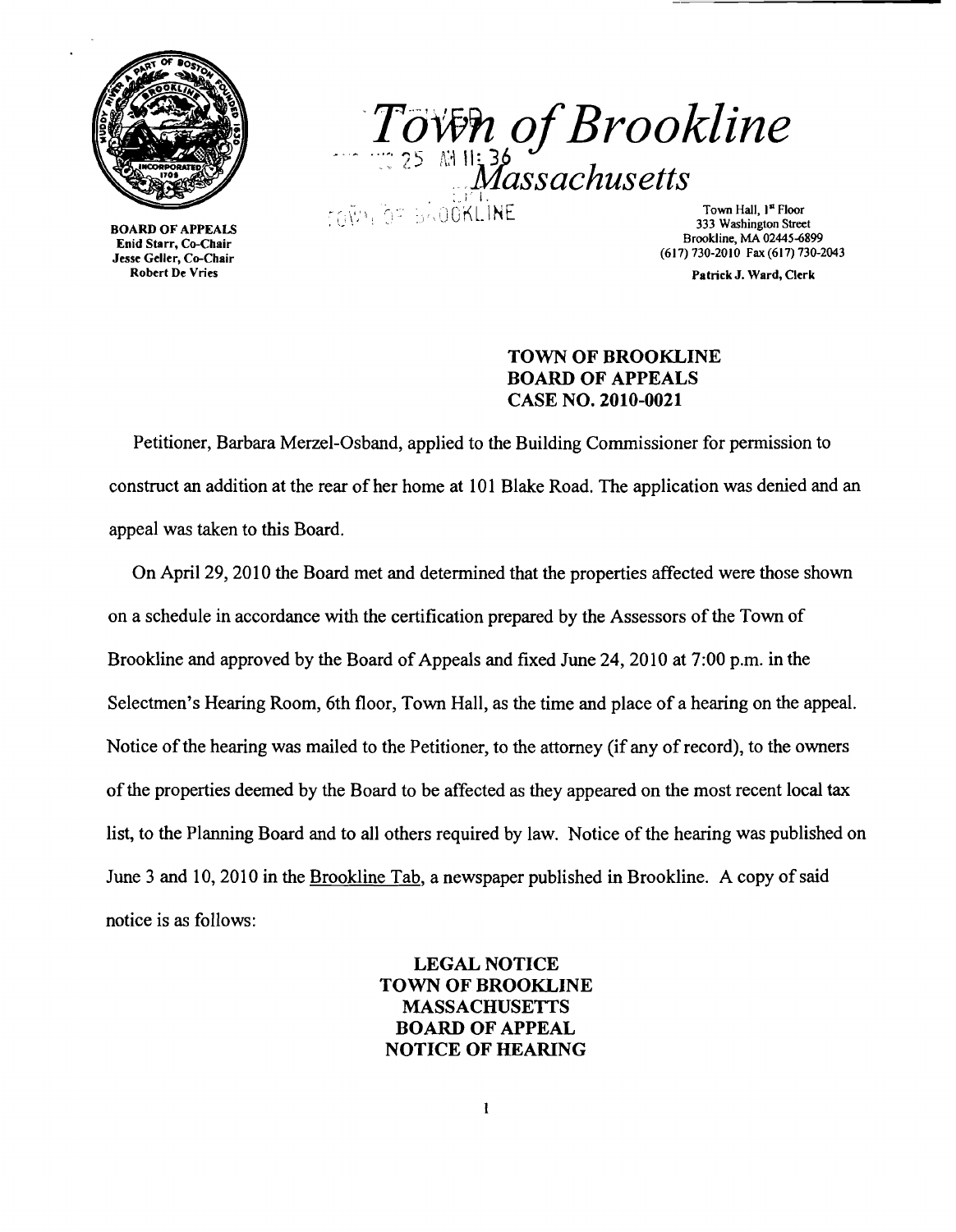# Town of Brookline

## Massachusetts

**BOARD OF APPEALS**
Enid Starr, Co-Chair
Jesse Geller, Co-Chair
Robert De Vries

Town Hall, 1st Floor
333 Washington Street
Brookline, MA 02445-6899
(617) 730-2010 Fax (617) 730-2043

Patrick J. Ward, Clerk

**TOWN OF BROOKLINE**
**BOARD OF APPEALS**
**CASE NO. 2010-0021**

Petitioner, Barbara Merzel-Osband, applied to the Building Commissioner for permission to construct an addition at the rear of her home at 101 Blake Road. The application was denied and an appeal was taken to this Board.

On April 29, 2010 the Board met and determined that the properties affected were those shown on a schedule in accordance with the certification prepared by the Assessors of the Town of Brookline and approved by the Board of Appeals and fixed June 24, 2010 at 7:00 p.m. in the Selectmen's Hearing Room, 6th floor, Town Hall, as the time and place of a hearing on the appeal. Notice of the hearing was mailed to the Petitioner, to the attorney (if any of record), to the owners of the properties deemed by the Board to be affected as they appeared on the most recent local tax list, to the Planning Board and to all others required by law. Notice of the hearing was published on June 3 and 10, 2010 in the Brookline Tab, a newspaper published in Brookline. A copy of said notice is as follows:

**LEGAL NOTICE**
**TOWN OF BROOKLINE**
**MASSACHUSETTS**
**BOARD OF APPEAL**
**NOTICE OF HEARING**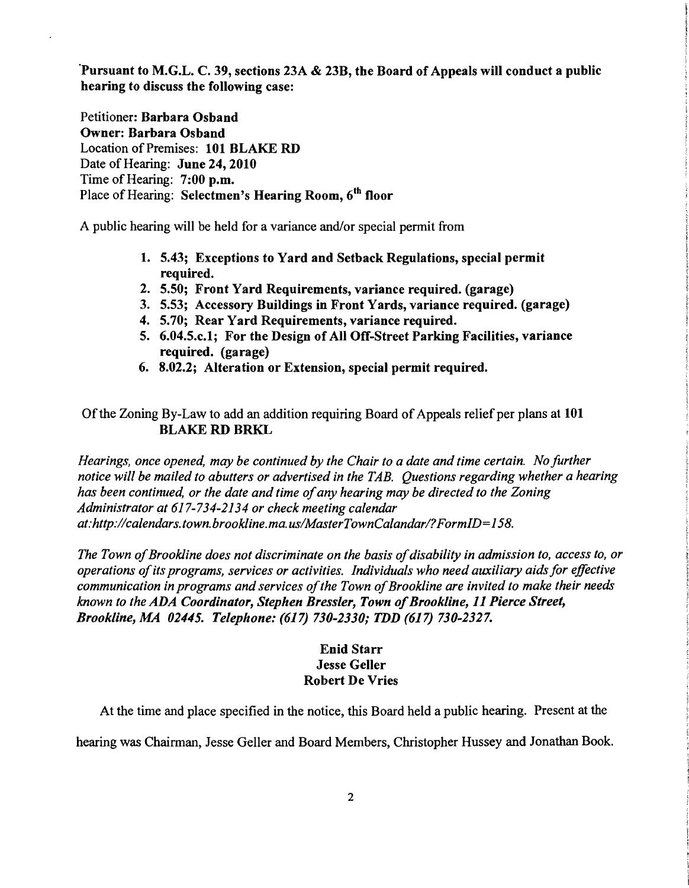**Pursuant to M.G.L. C. 39, sections 23A & 23B, the Board of Appeals will conduct a public hearing to discuss the following case:**

Petitioner: **Barbara Osband**
**Owner: Barbara Osband**
Location of Premises: **101 BLAKE RD**
Date of Hearing: **June 24, 2010**
Time of Hearing: **7:00 p.m.**
Place of Hearing: **Selectmen's Hearing Room, 6th floor**

A public hearing will be held for a variance and/or special permit from

1. **5.43; Exceptions to Yard and Setback Regulations, special permit required.**
2. **5.50; Front Yard Requirements, variance required. (garage)**
3. **5.53; Accessory Buildings in Front Yards, variance required. (garage)**
4. **5.70; Rear Yard Requirements, variance required.**
5. **6.04.5.c.1; For the Design of All Off-Street Parking Facilities, variance required. (garage)**
6. **8.02.2; Alteration or Extension, special permit required.**

Of the Zoning By-Law to add an addition requiring Board of Appeals relief per plans at **101 BLAKE RD BRKL**

*Hearings, once opened, may be continued by the Chair to a date and time certain. No further notice will be mailed to abutters or advertised in the TAB. Questions regarding whether a hearing has been continued, or the date and time of any hearing may be directed to the Zoning Administrator at 617-734-2134 or check meeting calendar at:http://calendars.town.brookline.ma.us/MasterTownCalandar/?FormID=158.*

*The Town of Brookline does not discriminate on the basis of disability in admission to, access to, or operations of its programs, services or activities. Individuals who need auxiliary aids for effective communication in programs and services of the Town of Brookline are invited to make their needs known to the ADA Coordinator, Stephen Bressler, Town of Brookline, 11 Pierce Street, Brookline, MA 02445. Telephone: (617) 730-2330; TDD (617) 730-2327.*

**Enid Starr**
**Jesse Geller**
**Robert De Vries**

At the time and place specified in the notice, this Board held a public hearing. Present at the hearing was Chairman, Jesse Geller and Board Members, Christopher Hussey and Jonathan Book.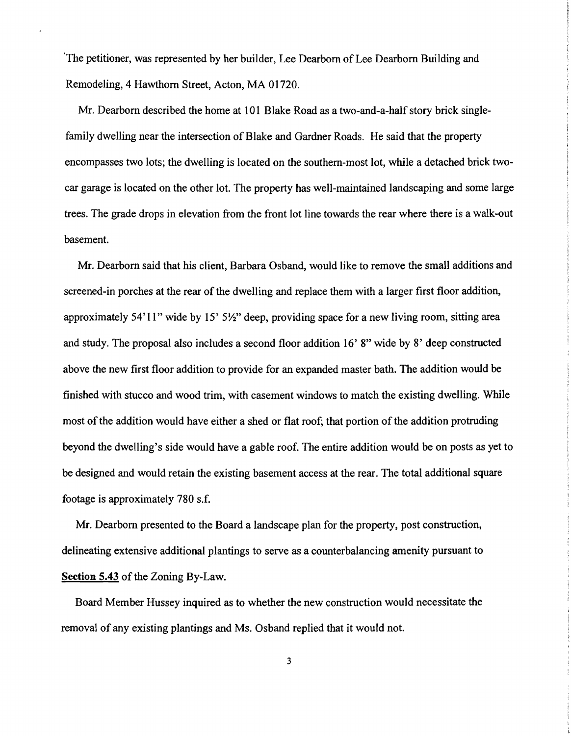The petitioner, was represented by her builder, Lee Dearborn of Lee Dearborn Building and Remodeling, 4 Hawthorn Street, Acton, MA 01720.

Mr. Dearborn described the home at 101 Blake Road as a two-and-a-half story brick single-family dwelling near the intersection of Blake and Gardner Roads. He said that the property encompasses two lots; the dwelling is located on the southern-most lot, while a detached brick two-car garage is located on the other lot. The property has well-maintained landscaping and some large trees. The grade drops in elevation from the front lot line towards the rear where there is a walk-out basement.

Mr. Dearborn said that his client, Barbara Osband, would like to remove the small additions and screened-in porches at the rear of the dwelling and replace them with a larger first floor addition, approximately 54'11" wide by 15' 5½" deep, providing space for a new living room, sitting area and study. The proposal also includes a second floor addition 16' 8" wide by 8' deep constructed above the new first floor addition to provide for an expanded master bath. The addition would be finished with stucco and wood trim, with casement windows to match the existing dwelling. While most of the addition would have either a shed or flat roof; that portion of the addition protruding beyond the dwelling's side would have a gable roof. The entire addition would be on posts as yet to be designed and would retain the existing basement access at the rear. The total additional square footage is approximately 780 s.f.

Mr. Dearborn presented to the Board a landscape plan for the property, post construction, delineating extensive additional plantings to serve as a counterbalancing amenity pursuant to **Section 5.43** of the Zoning By-Law.

Board Member Hussey inquired as to whether the new construction would necessitate the removal of any existing plantings and Ms. Osband replied that it would not.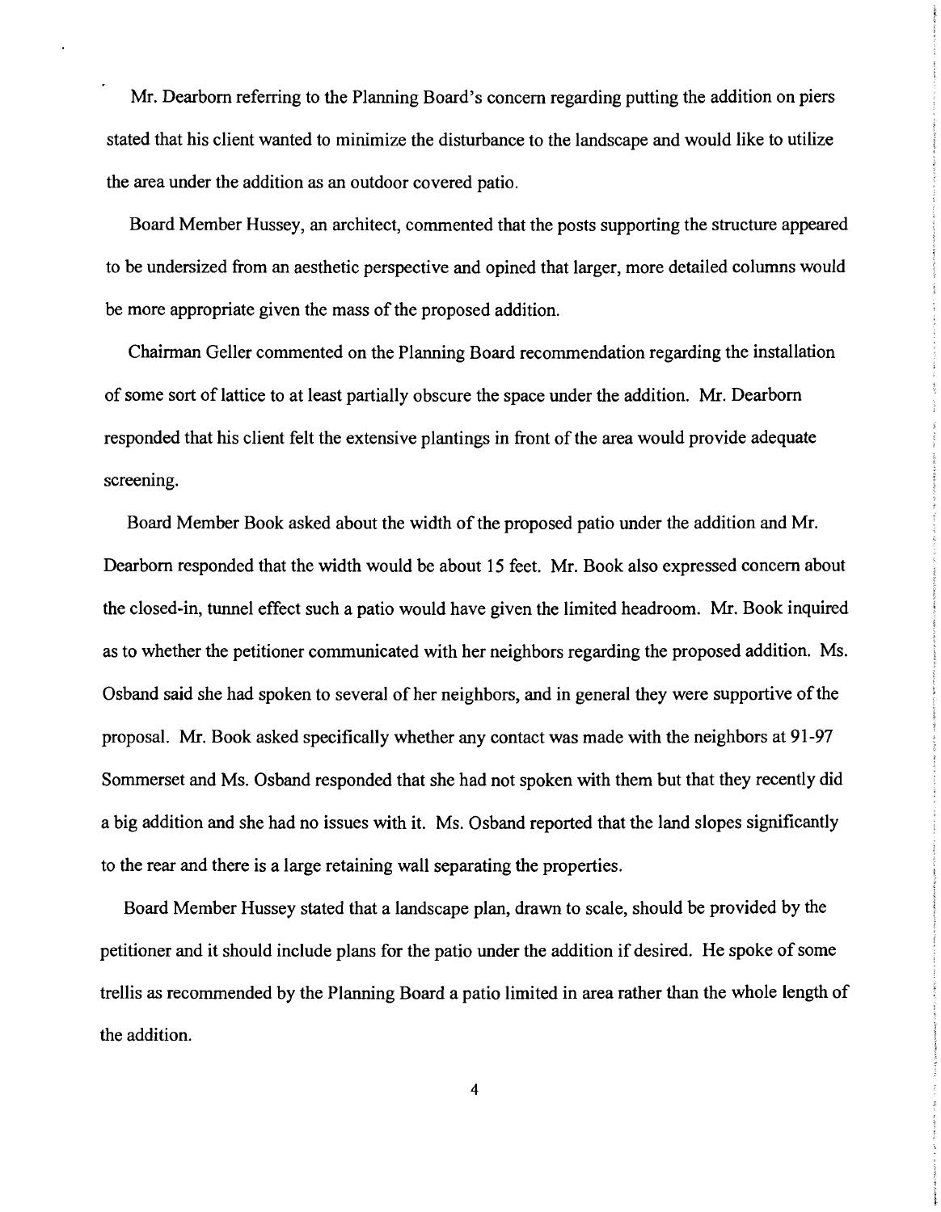Mr. Dearborn referring to the Planning Board's concern regarding putting the addition on piers stated that his client wanted to minimize the disturbance to the landscape and would like to utilize the area under the addition as an outdoor covered patio.

Board Member Hussey, an architect, commented that the posts supporting the structure appeared to be undersized from an aesthetic perspective and opined that larger, more detailed columns would be more appropriate given the mass of the proposed addition.

Chairman Geller commented on the Planning Board recommendation regarding the installation of some sort of lattice to at least partially obscure the space under the addition. Mr. Dearborn responded that his client felt the extensive plantings in front of the area would provide adequate screening.

Board Member Book asked about the width of the proposed patio under the addition and Mr. Dearborn responded that the width would be about 15 feet. Mr. Book also expressed concern about the closed-in, tunnel effect such a patio would have given the limited headroom. Mr. Book inquired as to whether the petitioner communicated with her neighbors regarding the proposed addition. Ms. Osband said she had spoken to several of her neighbors, and in general they were supportive of the proposal. Mr. Book asked specifically whether any contact was made with the neighbors at 91-97 Sommerset and Ms. Osband responded that she had not spoken with them but that they recently did a big addition and she had no issues with it. Ms. Osband reported that the land slopes significantly to the rear and there is a large retaining wall separating the properties.

Board Member Hussey stated that a landscape plan, drawn to scale, should be provided by the petitioner and it should include plans for the patio under the addition if desired. He spoke of some trellis as recommended by the Planning Board a patio limited in area rather than the whole length of the addition.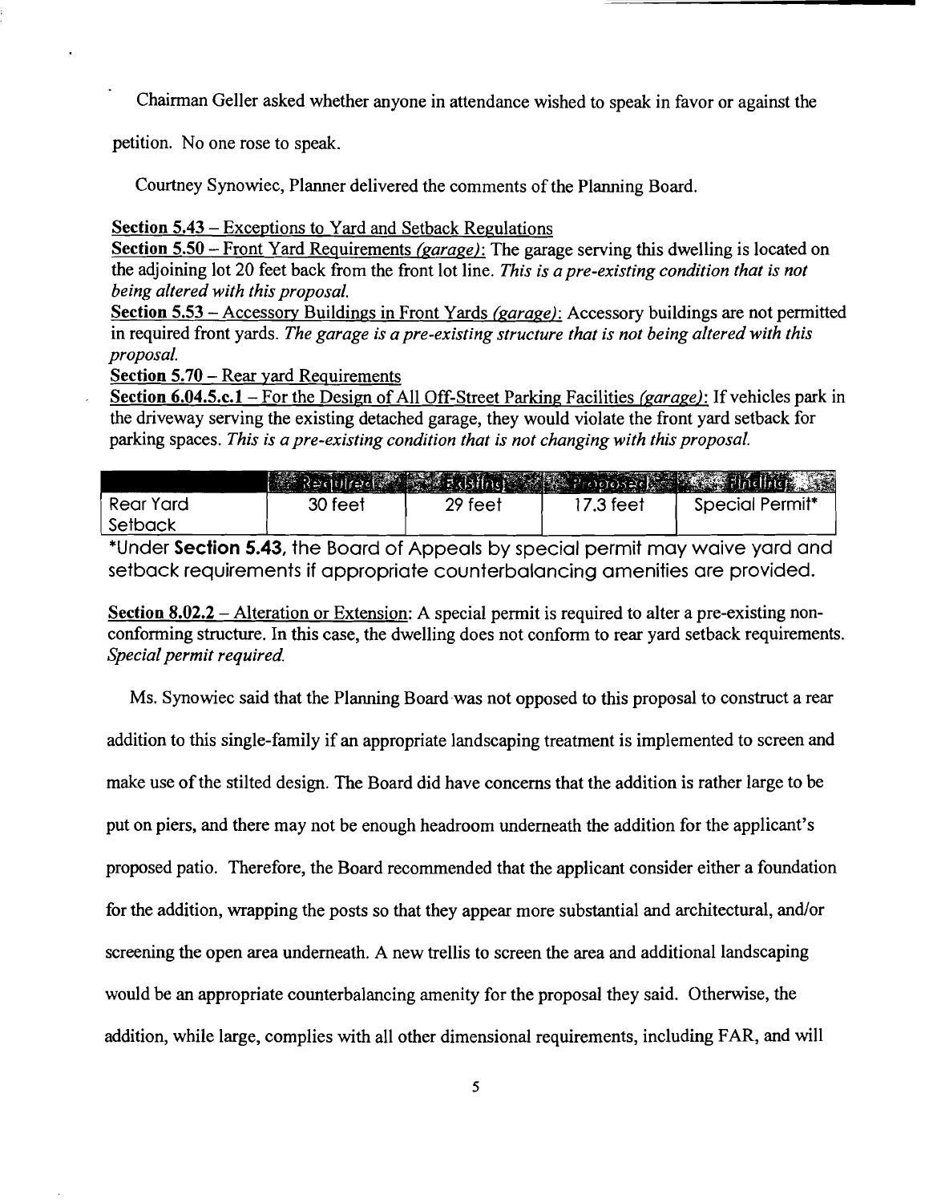Chairman Geller asked whether anyone in attendance wished to speak in favor or against the petition. No one rose to speak.

Courtney Synowiec, Planner delivered the comments of the Planning Board.

<u>Section 5.43 – Exceptions to Yard and Setback Regulations</u>
<u>Section 5.50 – Front Yard Requirements *(garage)*:</u> The garage serving this dwelling is located on the adjoining lot 20 feet back from the front lot line. *This is a pre-existing condition that is not being altered with this proposal.*
<u>Section 5.53 – Accessory Buildings in Front Yards *(garage)*:</u> Accessory buildings are not permitted in required front yards. *The garage is a pre-existing structure that is not being altered with this proposal.*
<u>Section 5.70 – Rear yard Requirements</u>
<u>Section 6.04.5.c.1 – For the Design of All Off-Street Parking Facilities *(garage)*:</u> If vehicles park in the driveway serving the existing detached garage, they would violate the front yard setback for parking spaces. *This is a pre-existing condition that is not changing with this proposal.*

| | Required | Existing | Proposed | Finding |
|---|---|---|---|---|
| Rear Yard Setback | 30 feet | 29 feet | 17.3 feet | Special Permit* |

*Under **Section 5.43,** the Board of Appeals by special permit may waive yard and setback requirements if appropriate counterbalancing amenities are provided.

<u>Section 8.02.2 – Alteration or Extension</u>: A special permit is required to alter a pre-existing non-conforming structure. In this case, the dwelling does not conform to rear yard setback requirements. *Special permit required.*

Ms. Synowiec said that the Planning Board was not opposed to this proposal to construct a rear addition to this single-family if an appropriate landscaping treatment is implemented to screen and make use of the stilted design. The Board did have concerns that the addition is rather large to be put on piers, and there may not be enough headroom underneath the addition for the applicant's proposed patio. Therefore, the Board recommended that the applicant consider either a foundation for the addition, wrapping the posts so that they appear more substantial and architectural, and/or screening the open area underneath. A new trellis to screen the area and additional landscaping would be an appropriate counterbalancing amenity for the proposal they said. Otherwise, the addition, while large, complies with all other dimensional requirements, including FAR, and will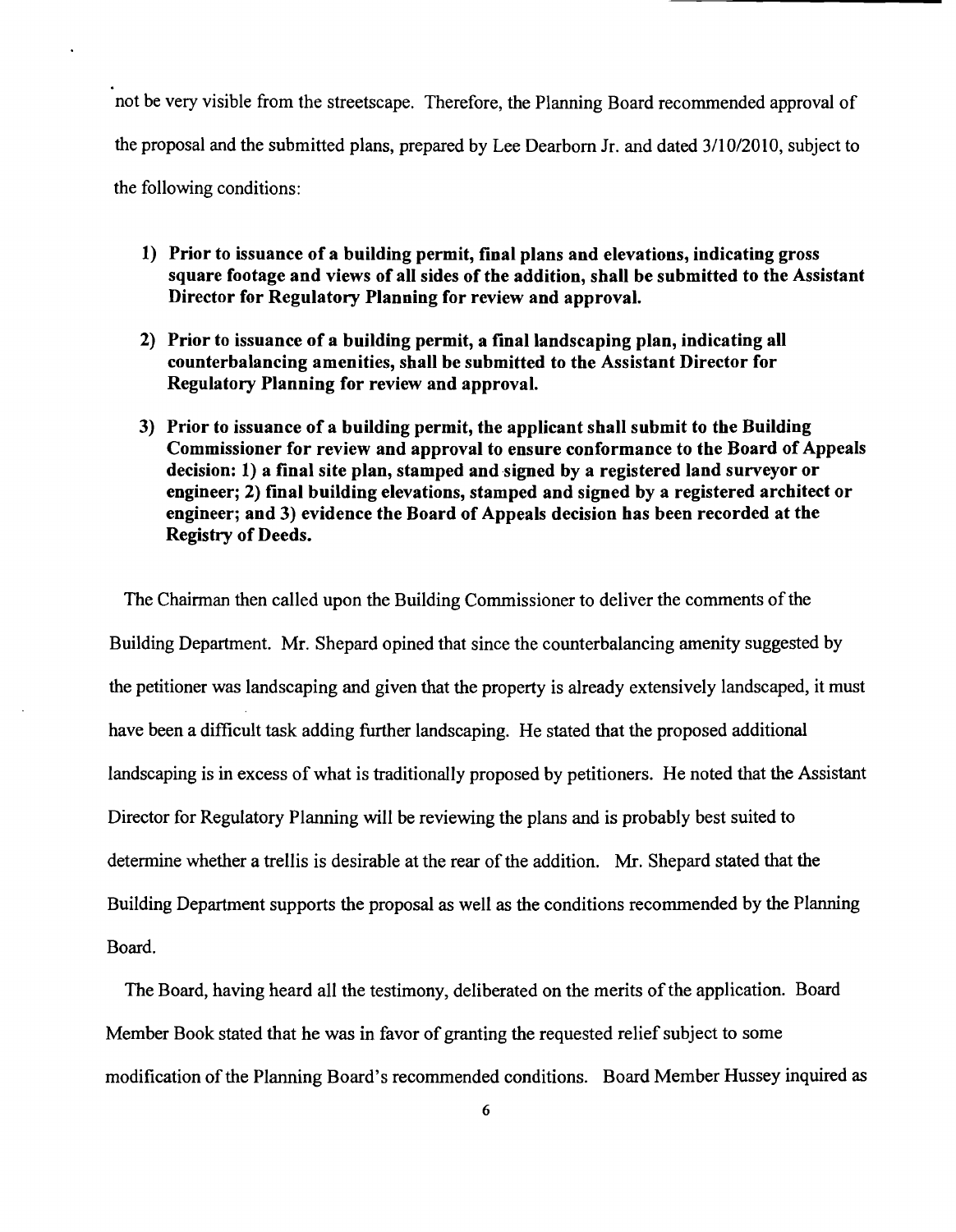not be very visible from the streetscape. Therefore, the Planning Board recommended approval of the proposal and the submitted plans, prepared by Lee Dearborn Jr. and dated 3/10/2010, subject to the following conditions:

1) **Prior to issuance of a building permit, final plans and elevations, indicating gross square footage and views of all sides of the addition, shall be submitted to the Assistant Director for Regulatory Planning for review and approval.**

2) **Prior to issuance of a building permit, a final landscaping plan, indicating all counterbalancing amenities, shall be submitted to the Assistant Director for Regulatory Planning for review and approval.**

3) **Prior to issuance of a building permit, the applicant shall submit to the Building Commissioner for review and approval to ensure conformance to the Board of Appeals decision: 1) a final site plan, stamped and signed by a registered land surveyor or engineer; 2) final building elevations, stamped and signed by a registered architect or engineer; and 3) evidence the Board of Appeals decision has been recorded at the Registry of Deeds.**

The Chairman then called upon the Building Commissioner to deliver the comments of the Building Department. Mr. Shepard opined that since the counterbalancing amenity suggested by the petitioner was landscaping and given that the property is already extensively landscaped, it must have been a difficult task adding further landscaping. He stated that the proposed additional landscaping is in excess of what is traditionally proposed by petitioners. He noted that the Assistant Director for Regulatory Planning will be reviewing the plans and is probably best suited to determine whether a trellis is desirable at the rear of the addition. Mr. Shepard stated that the Building Department supports the proposal as well as the conditions recommended by the Planning Board.

The Board, having heard all the testimony, deliberated on the merits of the application. Board Member Book stated that he was in favor of granting the requested relief subject to some modification of the Planning Board's recommended conditions. Board Member Hussey inquired as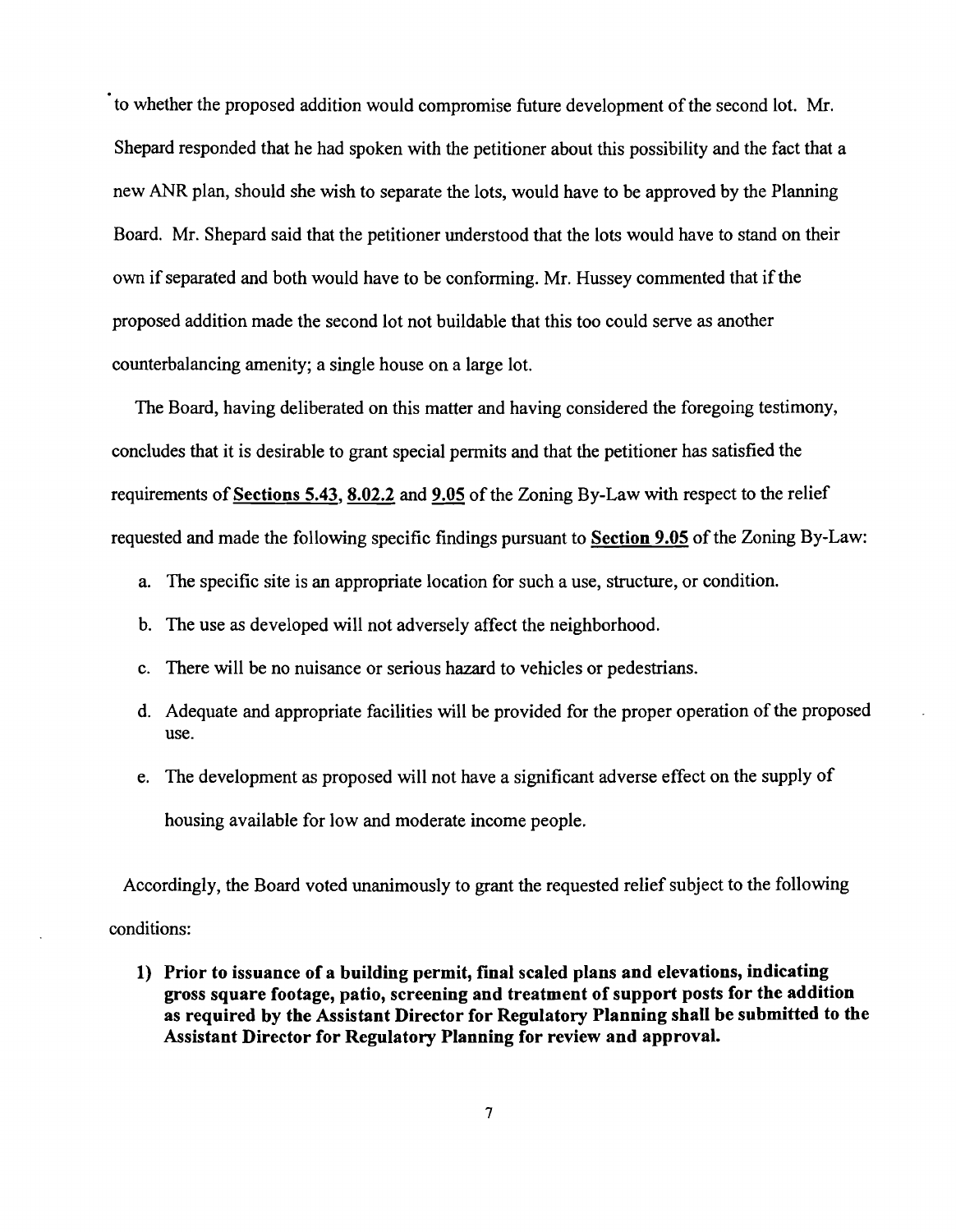to whether the proposed addition would compromise future development of the second lot. Mr. Shepard responded that he had spoken with the petitioner about this possibility and the fact that a new ANR plan, should she wish to separate the lots, would have to be approved by the Planning Board. Mr. Shepard said that the petitioner understood that the lots would have to stand on their own if separated and both would have to be conforming. Mr. Hussey commented that if the proposed addition made the second lot not buildable that this too could serve as another counterbalancing amenity; a single house on a large lot.

The Board, having deliberated on this matter and having considered the foregoing testimony, concludes that it is desirable to grant special permits and that the petitioner has satisfied the requirements of **Sections 5.43, 8.02.2** and **9.05** of the Zoning By-Law with respect to the relief requested and made the following specific findings pursuant to **Section 9.05** of the Zoning By-Law:

a. The specific site is an appropriate location for such a use, structure, or condition.

b. The use as developed will not adversely affect the neighborhood.

c. There will be no nuisance or serious hazard to vehicles or pedestrians.

d. Adequate and appropriate facilities will be provided for the proper operation of the proposed use.

e. The development as proposed will not have a significant adverse effect on the supply of housing available for low and moderate income people.

Accordingly, the Board voted unanimously to grant the requested relief subject to the following conditions:

1) **Prior to issuance of a building permit, final scaled plans and elevations, indicating gross square footage, patio, screening and treatment of support posts for the addition as required by the Assistant Director for Regulatory Planning shall be submitted to the Assistant Director for Regulatory Planning for review and approval.**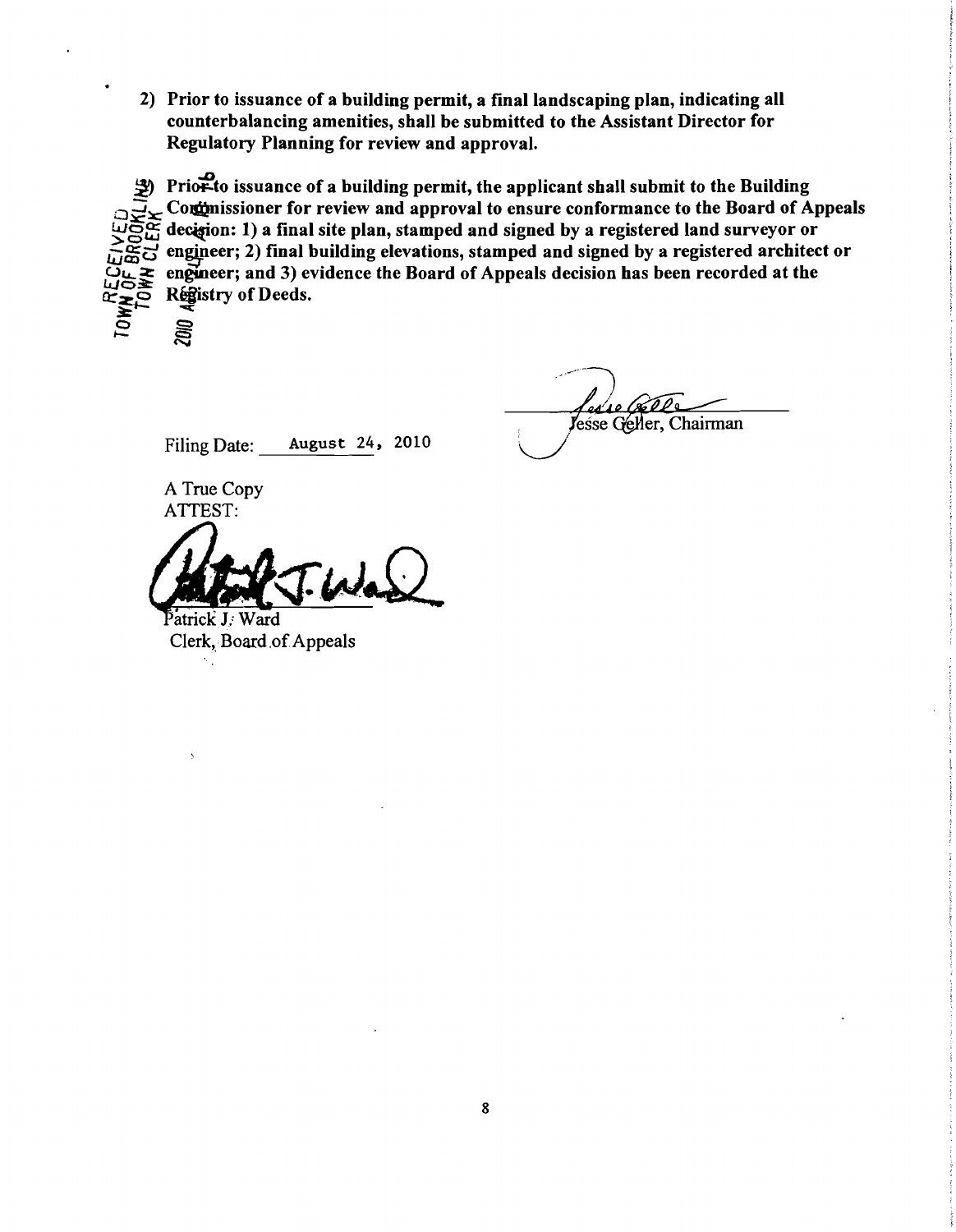2) **Prior to issuance of a building permit, a final landscaping plan, indicating all counterbalancing amenities, shall be submitted to the Assistant Director for Regulatory Planning for review and approval.**

3) **Prior to issuance of a building permit, the applicant shall submit to the Building Commissioner for review and approval to ensure conformance to the Board of Appeals decision: 1) a final site plan, stamped and signed by a registered land surveyor or engineer; 2) final building elevations, stamped and signed by a registered architect or engineer; and 3) evidence the Board of Appeals decision has been recorded at the Registry of Deeds.**

RECEIVED TOWN OF BROOKLINE TOWN CLERK 2010 AUG 24

Jesse Geller, Chairman

Filing Date: August 24, 2010

A True Copy
ATTEST:

Patrick J. Ward
Clerk, Board of Appeals